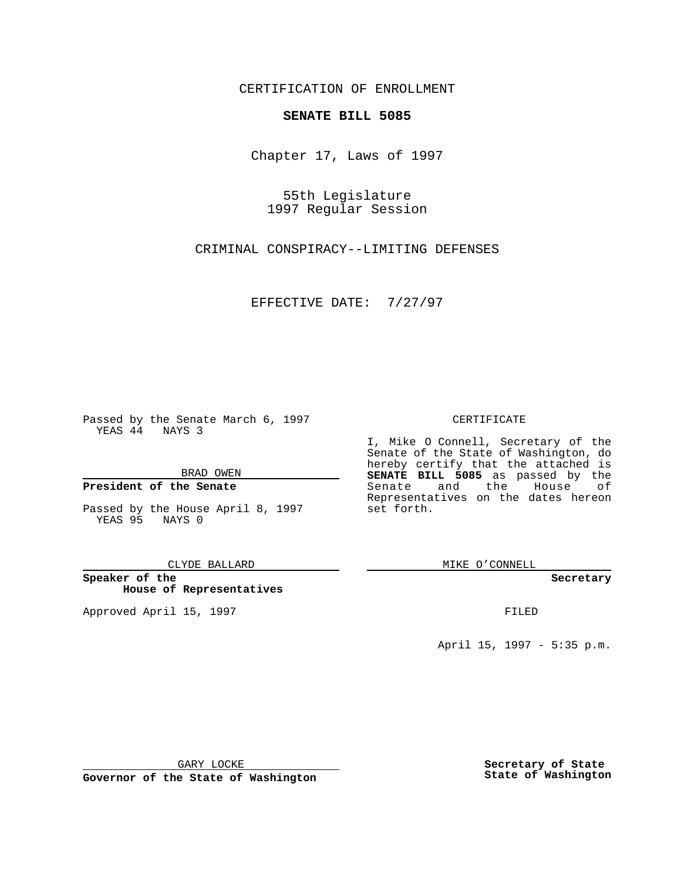CERTIFICATION OF ENROLLMENT

**SENATE BILL 5085**

Chapter 17, Laws of 1997

55th Legislature
1997 Regular Session

CRIMINAL CONSPIRACY--LIMITING DEFENSES

EFFECTIVE DATE: 7/27/97

Passed by the Senate March 6, 1997
YEAS 44 NAYS 3

BRAD OWEN

**President of the Senate**

Passed by the House April 8, 1997
YEAS 95 NAYS 0

CLYDE BALLARD

**Speaker of the House of Representatives**

Approved April 15, 1997

GARY LOCKE

**Governor of the State of Washington**

CERTIFICATE

I, Mike O Connell, Secretary of the Senate of the State of Washington, do hereby certify that the attached is **SENATE BILL 5085** as passed by the Senate and the House of Representatives on the dates hereon set forth.

MIKE O'CONNELL

**Secretary**

FILED

April 15, 1997 - 5:35 p.m.

**Secretary of State**
**State of Washington**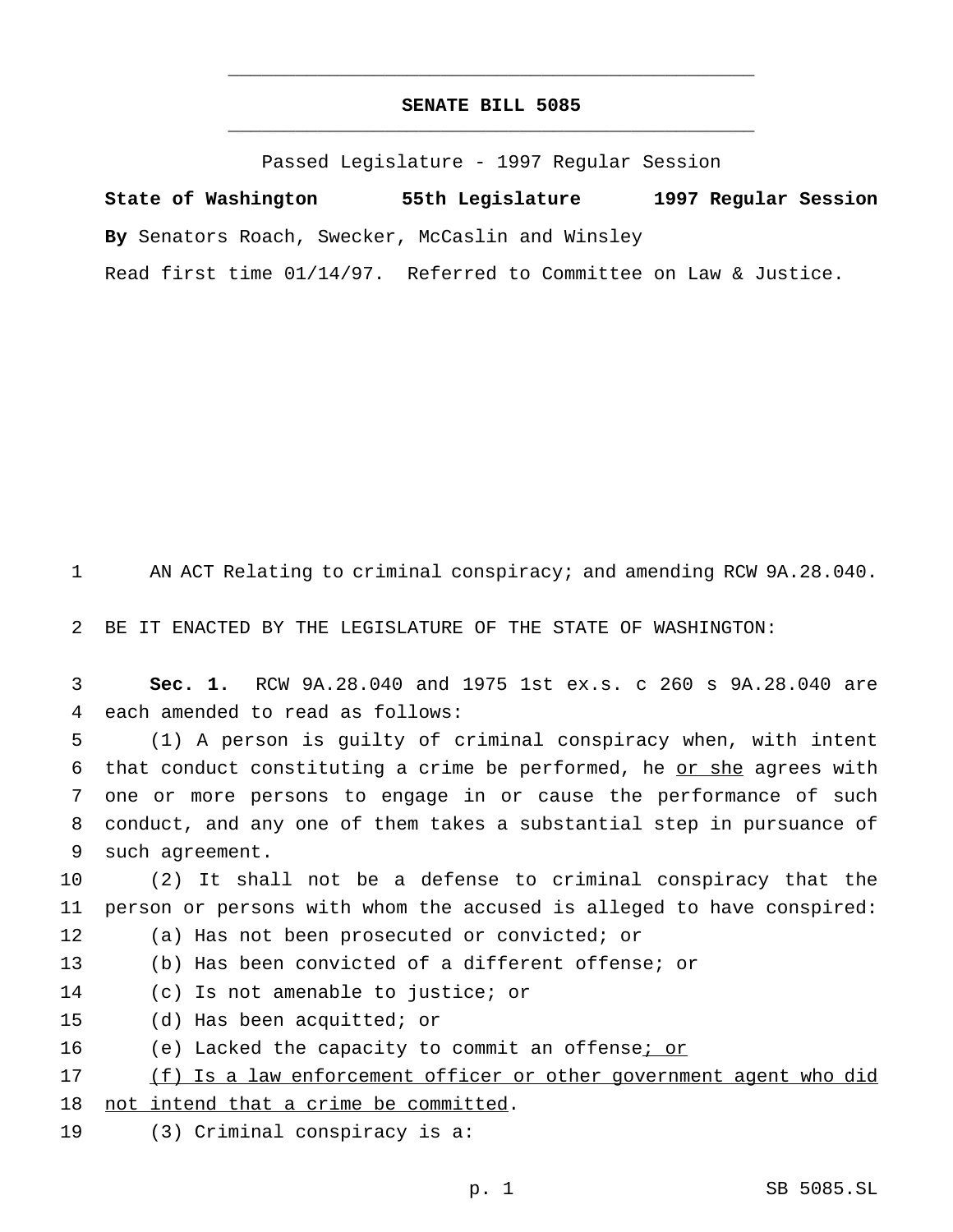# SENATE BILL 5085

Passed Legislature - 1997 Regular Session

**State of Washington 55th Legislature 1997 Regular Session**

**By** Senators Roach, Swecker, McCaslin and Winsley

Read first time 01/14/97. Referred to Committee on Law & Justice.

AN ACT Relating to criminal conspiracy; and amending RCW 9A.28.040.

BE IT ENACTED BY THE LEGISLATURE OF THE STATE OF WASHINGTON:

**Sec. 1.** RCW 9A.28.040 and 1975 1st ex.s. c 260 s 9A.28.040 are each amended to read as follows:

(1) A person is guilty of criminal conspiracy when, with intent that conduct constituting a crime be performed, he <u>or she</u> agrees with one or more persons to engage in or cause the performance of such conduct, and any one of them takes a substantial step in pursuance of such agreement.

(2) It shall not be a defense to criminal conspiracy that the person or persons with whom the accused is alleged to have conspired:

(a) Has not been prosecuted or convicted; or

(b) Has been convicted of a different offense; or

(c) Is not amenable to justice; or

(d) Has been acquitted; or

(e) Lacked the capacity to commit an offense<u>; or</u>

<u>(f) Is a law enforcement officer or other government agent who did not intend that a crime be committed</u>.

(3) Criminal conspiracy is a: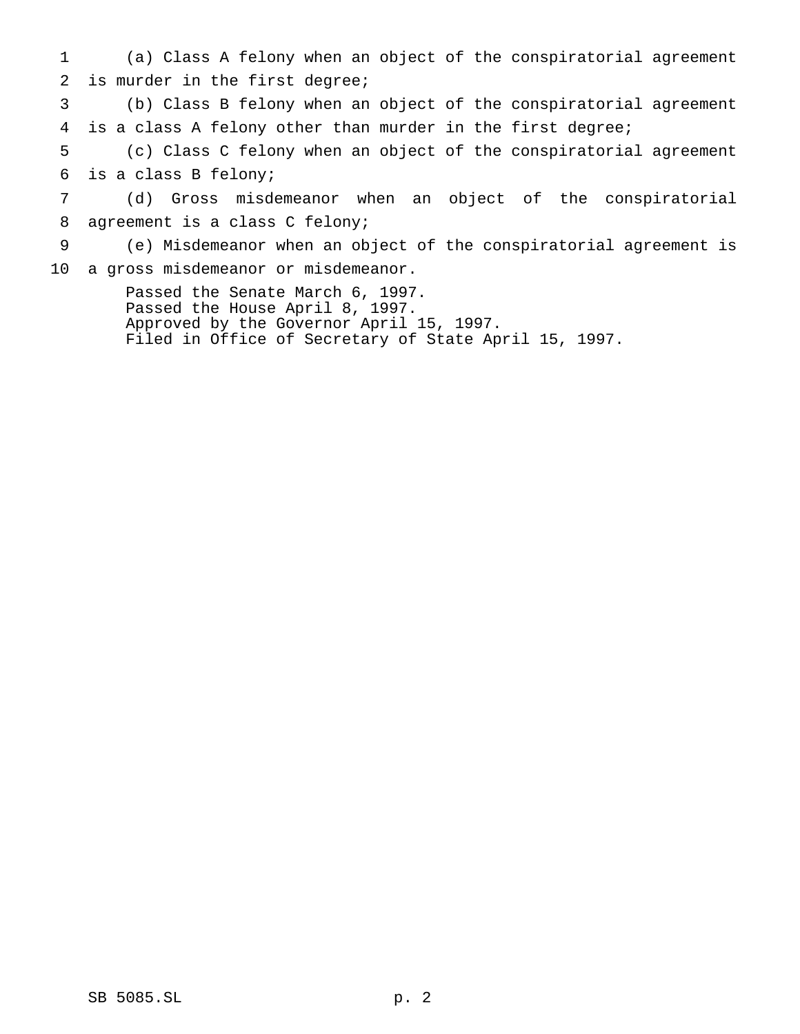(a) Class A felony when an object of the conspiratorial agreement is murder in the first degree;

(b) Class B felony when an object of the conspiratorial agreement is a class A felony other than murder in the first degree;

(c) Class C felony when an object of the conspiratorial agreement is a class B felony;

(d) Gross misdemeanor when an object of the conspiratorial agreement is a class C felony;

(e) Misdemeanor when an object of the conspiratorial agreement is a gross misdemeanor or misdemeanor.

Passed the Senate March 6, 1997.
Passed the House April 8, 1997.
Approved by the Governor April 15, 1997.
Filed in Office of Secretary of State April 15, 1997.